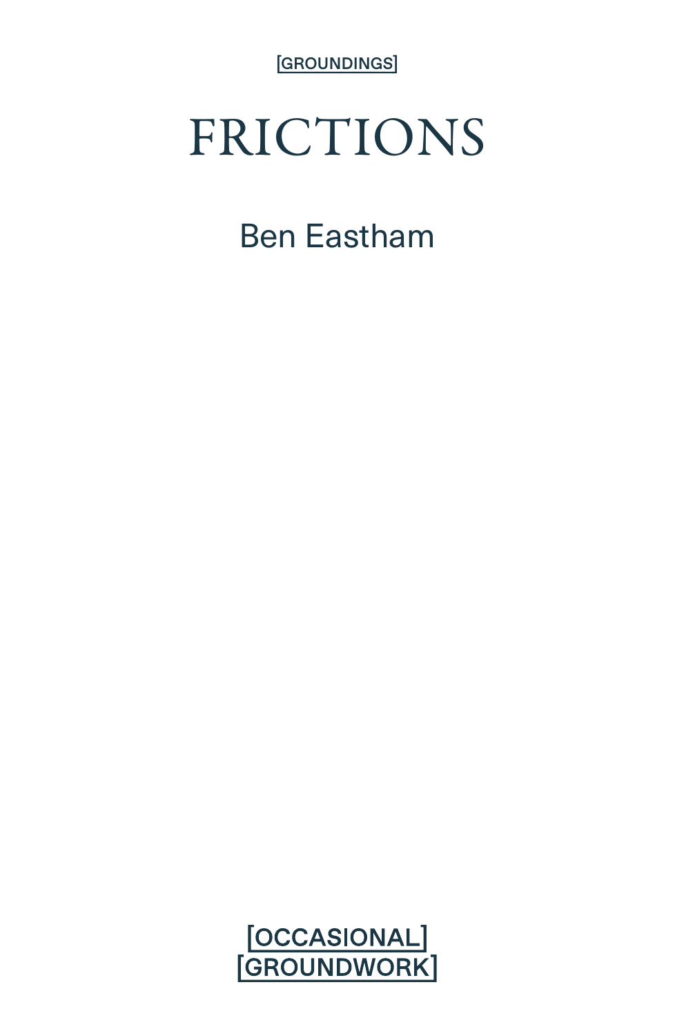[GROUNDINGS]

# FRICTIONS

Ben Eastham

[OCCASIONAL]
[GROUNDWORK]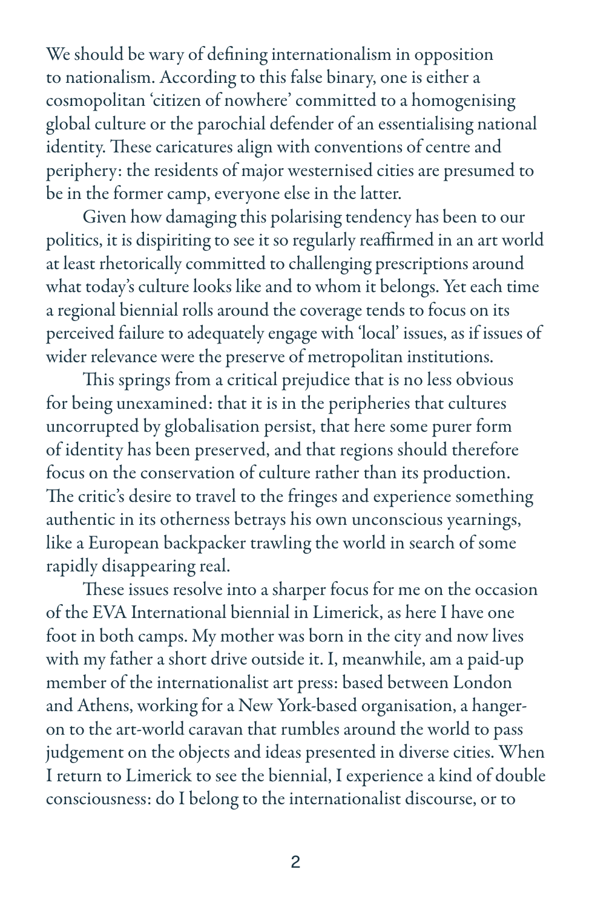We should be wary of defining internationalism in opposition to nationalism. According to this false binary, one is either a cosmopolitan 'citizen of nowhere' committed to a homogenising global culture or the parochial defender of an essentialising national identity. These caricatures align with conventions of centre and periphery: the residents of major westernised cities are presumed to be in the former camp, everyone else in the latter.

Given how damaging this polarising tendency has been to our politics, it is dispiriting to see it so regularly reaffirmed in an art world at least rhetorically committed to challenging prescriptions around what today's culture looks like and to whom it belongs. Yet each time a regional biennial rolls around the coverage tends to focus on its perceived failure to adequately engage with 'local' issues, as if issues of wider relevance were the preserve of metropolitan institutions.

This springs from a critical prejudice that is no less obvious for being unexamined: that it is in the peripheries that cultures uncorrupted by globalisation persist, that here some purer form of identity has been preserved, and that regions should therefore focus on the conservation of culture rather than its production. The critic's desire to travel to the fringes and experience something authentic in its otherness betrays his own unconscious yearnings, like a European backpacker trawling the world in search of some rapidly disappearing real.

These issues resolve into a sharper focus for me on the occasion of the EVA International biennial in Limerick, as here I have one foot in both camps. My mother was born in the city and now lives with my father a short drive outside it. I, meanwhile, am a paid-up member of the internationalist art press: based between London and Athens, working for a New York-based organisation, a hanger-on to the art-world caravan that rumbles around the world to pass judgement on the objects and ideas presented in diverse cities. When I return to Limerick to see the biennial, I experience a kind of double consciousness: do I belong to the internationalist discourse, or to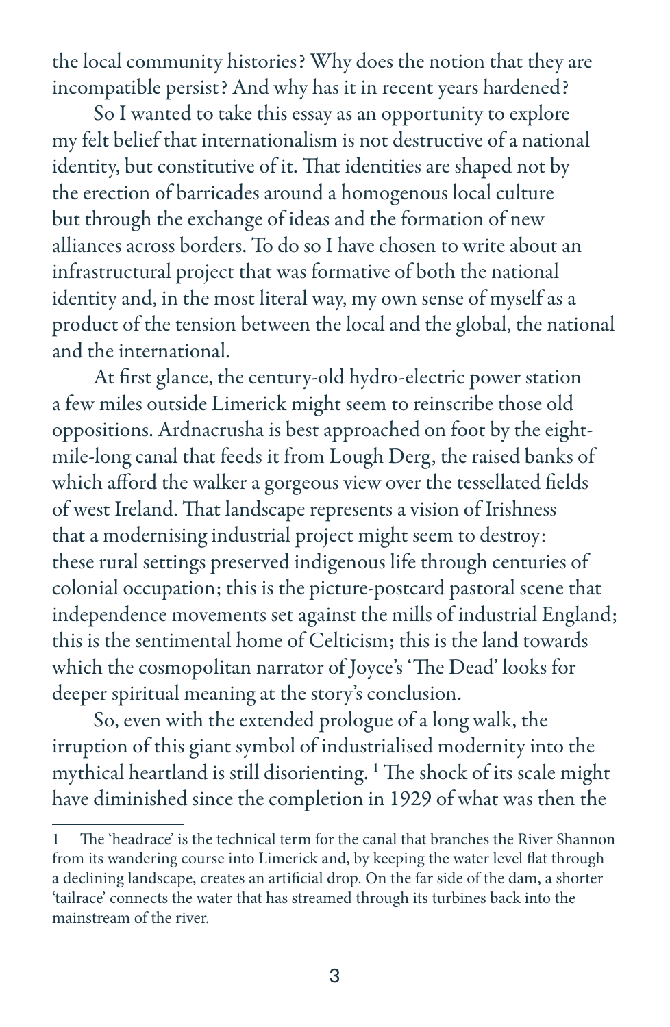the local community histories? Why does the notion that they are incompatible persist? And why has it in recent years hardened?

So I wanted to take this essay as an opportunity to explore my felt belief that internationalism is not destructive of a national identity, but constitutive of it. That identities are shaped not by the erection of barricades around a homogenous local culture but through the exchange of ideas and the formation of new alliances across borders. To do so I have chosen to write about an infrastructural project that was formative of both the national identity and, in the most literal way, my own sense of myself as a product of the tension between the local and the global, the national and the international.

At first glance, the century-old hydro-electric power station a few miles outside Limerick might seem to reinscribe those old oppositions. Ardnacrusha is best approached on foot by the eight-mile-long canal that feeds it from Lough Derg, the raised banks of which afford the walker a gorgeous view over the tessellated fields of west Ireland. That landscape represents a vision of Irishness that a modernising industrial project might seem to destroy: these rural settings preserved indigenous life through centuries of colonial occupation; this is the picture-postcard pastoral scene that independence movements set against the mills of industrial England; this is the sentimental home of Celticism; this is the land towards which the cosmopolitan narrator of Joyce's 'The Dead' looks for deeper spiritual meaning at the story's conclusion.

So, even with the extended prologue of a long walk, the irruption of this giant symbol of industrialised modernity into the mythical heartland is still disorienting. [1] The shock of its scale might have diminished since the completion in 1929 of what was then the

---

1 The 'headrace' is the technical term for the canal that branches the River Shannon from its wandering course into Limerick and, by keeping the water level flat through a declining landscape, creates an artificial drop. On the far side of the dam, a shorter 'tailrace' connects the water that has streamed through its turbines back into the mainstream of the river.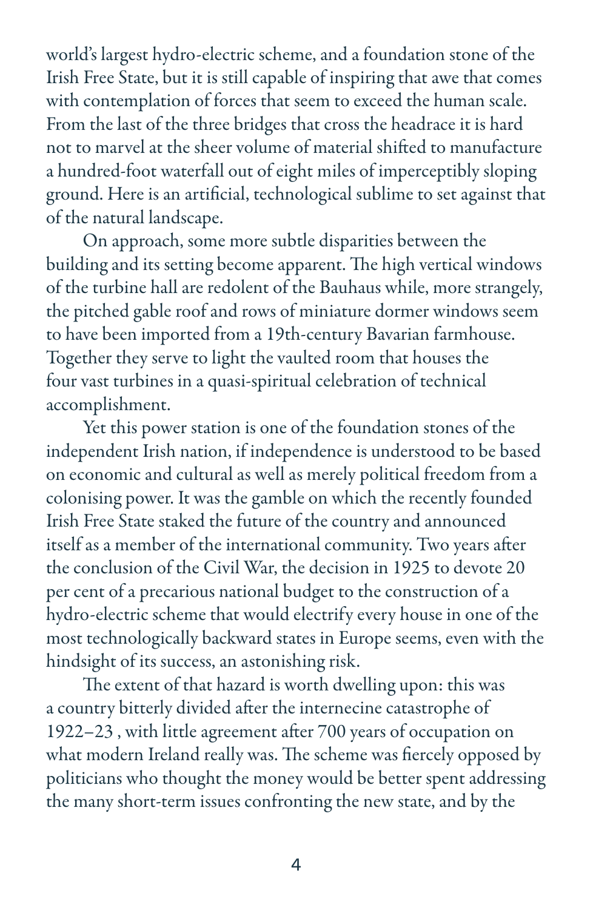world's largest hydro-electric scheme, and a foundation stone of the Irish Free State, but it is still capable of inspiring that awe that comes with contemplation of forces that seem to exceed the human scale. From the last of the three bridges that cross the headrace it is hard not to marvel at the sheer volume of material shifted to manufacture a hundred-foot waterfall out of eight miles of imperceptibly sloping ground. Here is an artificial, technological sublime to set against that of the natural landscape.

On approach, some more subtle disparities between the building and its setting become apparent. The high vertical windows of the turbine hall are redolent of the Bauhaus while, more strangely, the pitched gable roof and rows of miniature dormer windows seem to have been imported from a 19th-century Bavarian farmhouse. Together they serve to light the vaulted room that houses the four vast turbines in a quasi-spiritual celebration of technical accomplishment.

Yet this power station is one of the foundation stones of the independent Irish nation, if independence is understood to be based on economic and cultural as well as merely political freedom from a colonising power. It was the gamble on which the recently founded Irish Free State staked the future of the country and announced itself as a member of the international community. Two years after the conclusion of the Civil War, the decision in 1925 to devote 20 per cent of a precarious national budget to the construction of a hydro-electric scheme that would electrify every house in one of the most technologically backward states in Europe seems, even with the hindsight of its success, an astonishing risk.

The extent of that hazard is worth dwelling upon: this was a country bitterly divided after the internecine catastrophe of 1922–23 , with little agreement after 700 years of occupation on what modern Ireland really was. The scheme was fiercely opposed by politicians who thought the money would be better spent addressing the many short-term issues confronting the new state, and by the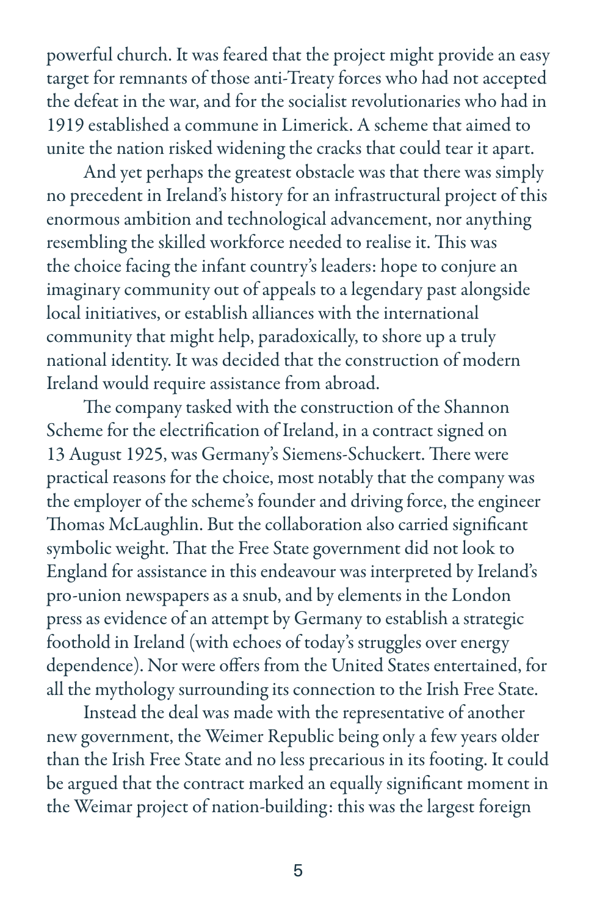powerful church. It was feared that the project might provide an easy target for remnants of those anti-Treaty forces who had not accepted the defeat in the war, and for the socialist revolutionaries who had in 1919 established a commune in Limerick. A scheme that aimed to unite the nation risked widening the cracks that could tear it apart.

And yet perhaps the greatest obstacle was that there was simply no precedent in Ireland's history for an infrastructural project of this enormous ambition and technological advancement, nor anything resembling the skilled workforce needed to realise it. This was the choice facing the infant country's leaders: hope to conjure an imaginary community out of appeals to a legendary past alongside local initiatives, or establish alliances with the international community that might help, paradoxically, to shore up a truly national identity. It was decided that the construction of modern Ireland would require assistance from abroad.

The company tasked with the construction of the Shannon Scheme for the electrification of Ireland, in a contract signed on 13 August 1925, was Germany's Siemens-Schuckert. There were practical reasons for the choice, most notably that the company was the employer of the scheme's founder and driving force, the engineer Thomas McLaughlin. But the collaboration also carried significant symbolic weight. That the Free State government did not look to England for assistance in this endeavour was interpreted by Ireland's pro-union newspapers as a snub, and by elements in the London press as evidence of an attempt by Germany to establish a strategic foothold in Ireland (with echoes of today's struggles over energy dependence). Nor were offers from the United States entertained, for all the mythology surrounding its connection to the Irish Free State.

Instead the deal was made with the representative of another new government, the Weimer Republic being only a few years older than the Irish Free State and no less precarious in its footing. It could be argued that the contract marked an equally significant moment in the Weimar project of nation-building: this was the largest foreign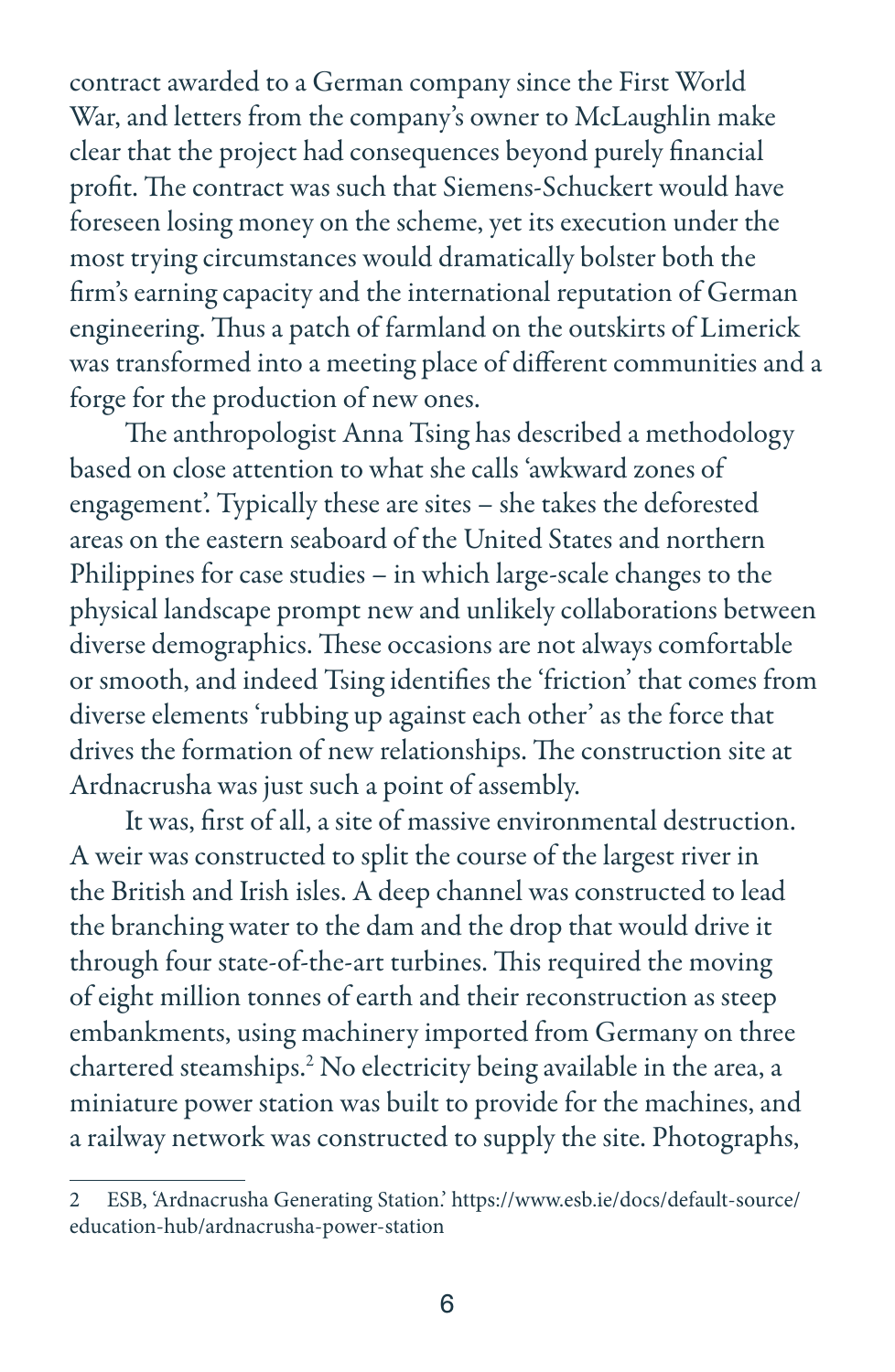contract awarded to a German company since the First World War, and letters from the company's owner to McLaughlin make clear that the project had consequences beyond purely financial profit. The contract was such that Siemens-Schuckert would have foreseen losing money on the scheme, yet its execution under the most trying circumstances would dramatically bolster both the firm's earning capacity and the international reputation of German engineering. Thus a patch of farmland on the outskirts of Limerick was transformed into a meeting place of different communities and a forge for the production of new ones.

The anthropologist Anna Tsing has described a methodology based on close attention to what she calls 'awkward zones of engagement'. Typically these are sites – she takes the deforested areas on the eastern seaboard of the United States and northern Philippines for case studies – in which large-scale changes to the physical landscape prompt new and unlikely collaborations between diverse demographics. These occasions are not always comfortable or smooth, and indeed Tsing identifies the 'friction' that comes from diverse elements 'rubbing up against each other' as the force that drives the formation of new relationships. The construction site at Ardnacrusha was just such a point of assembly.

It was, first of all, a site of massive environmental destruction. A weir was constructed to split the course of the largest river in the British and Irish isles. A deep channel was constructed to lead the branching water to the dam and the drop that would drive it through four state-of-the-art turbines. This required the moving of eight million tonnes of earth and their reconstruction as steep embankments, using machinery imported from Germany on three chartered steamships.[2] No electricity being available in the area, a miniature power station was built to provide for the machines, and a railway network was constructed to supply the site. Photographs,

---

2 ESB, 'Ardnacrusha Generating Station.' https://www.esb.ie/docs/default-source/education-hub/ardnacrusha-power-station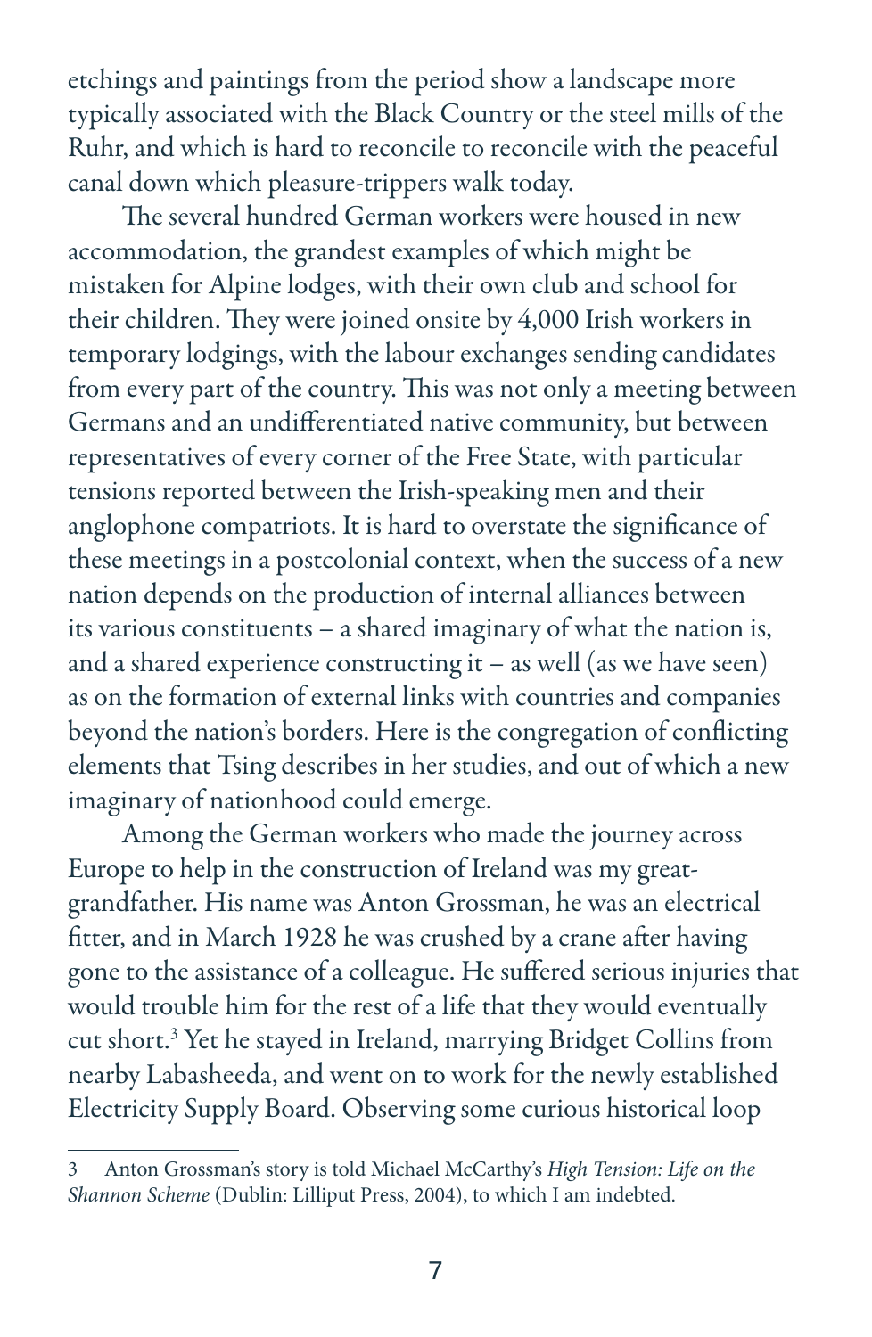etchings and paintings from the period show a landscape more typically associated with the Black Country or the steel mills of the Ruhr, and which is hard to reconcile to reconcile with the peaceful canal down which pleasure-trippers walk today.

The several hundred German workers were housed in new accommodation, the grandest examples of which might be mistaken for Alpine lodges, with their own club and school for their children. They were joined onsite by 4,000 Irish workers in temporary lodgings, with the labour exchanges sending candidates from every part of the country. This was not only a meeting between Germans and an undifferentiated native community, but between representatives of every corner of the Free State, with particular tensions reported between the Irish-speaking men and their anglophone compatriots. It is hard to overstate the significance of these meetings in a postcolonial context, when the success of a new nation depends on the production of internal alliances between its various constituents – a shared imaginary of what the nation is, and a shared experience constructing it – as well (as we have seen) as on the formation of external links with countries and companies beyond the nation's borders. Here is the congregation of conflicting elements that Tsing describes in her studies, and out of which a new imaginary of nationhood could emerge.

Among the German workers who made the journey across Europe to help in the construction of Ireland was my great-grandfather. His name was Anton Grossman, he was an electrical fitter, and in March 1928 he was crushed by a crane after having gone to the assistance of a colleague. He suffered serious injuries that would trouble him for the rest of a life that they would eventually cut short.[3] Yet he stayed in Ireland, marrying Bridget Collins from nearby Labasheeda, and went on to work for the newly established Electricity Supply Board. Observing some curious historical loop

---

3 Anton Grossman's story is told Michael McCarthy's *High Tension: Life on the Shannon Scheme* (Dublin: Lilliput Press, 2004), to which I am indebted.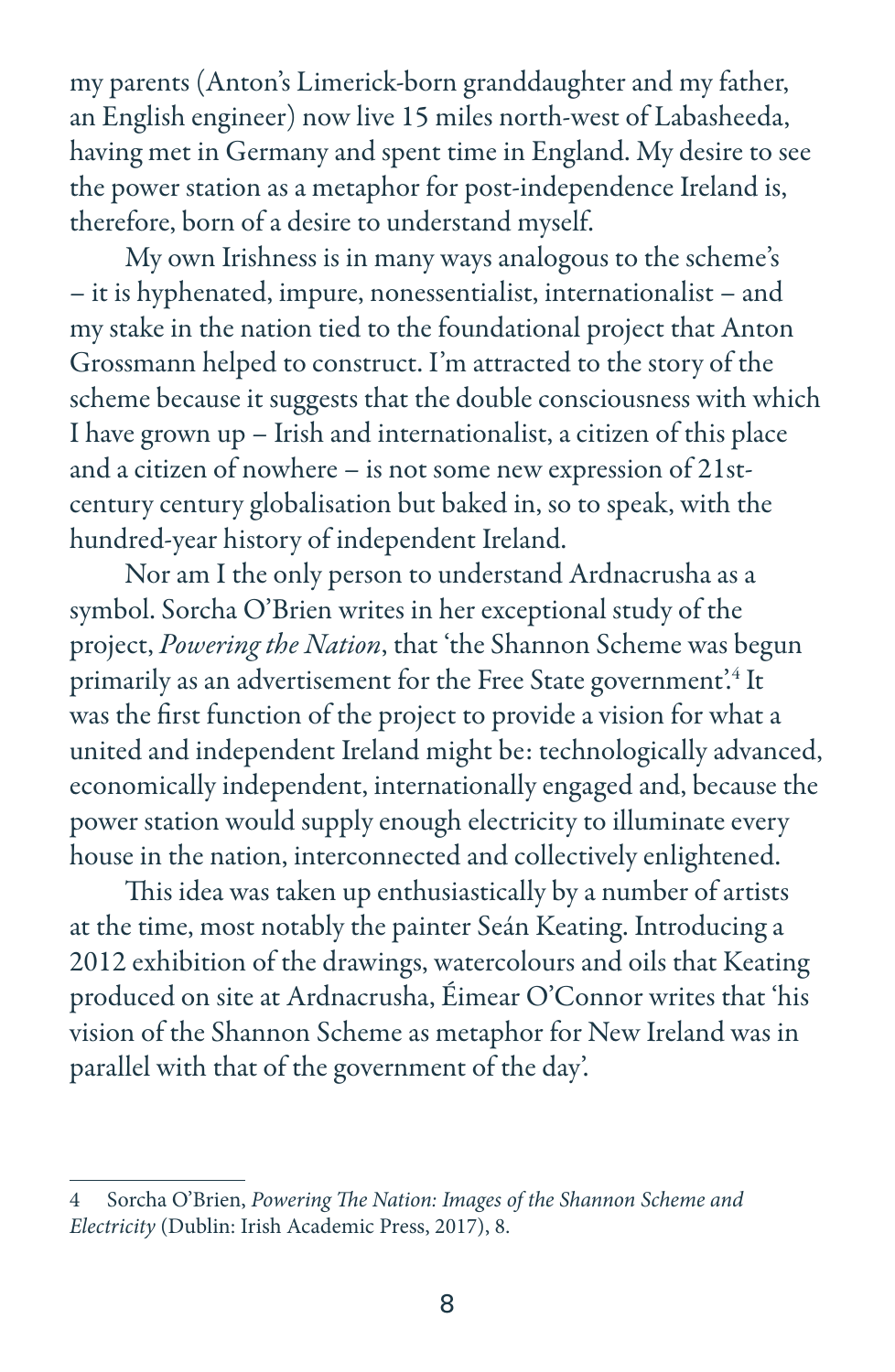my parents (Anton's Limerick-born granddaughter and my father, an English engineer) now live 15 miles north-west of Labasheeda, having met in Germany and spent time in England. My desire to see the power station as a metaphor for post-independence Ireland is, therefore, born of a desire to understand myself.

My own Irishness is in many ways analogous to the scheme's – it is hyphenated, impure, nonessentialist, internationalist – and my stake in the nation tied to the foundational project that Anton Grossmann helped to construct. I'm attracted to the story of the scheme because it suggests that the double consciousness with which I have grown up – Irish and internationalist, a citizen of this place and a citizen of nowhere – is not some new expression of 21st-century century globalisation but baked in, so to speak, with the hundred-year history of independent Ireland.

Nor am I the only person to understand Ardnacrusha as a symbol. Sorcha O'Brien writes in her exceptional study of the project, *Powering the Nation*, that 'the Shannon Scheme was begun primarily as an advertisement for the Free State government'.[4] It was the first function of the project to provide a vision for what a united and independent Ireland might be: technologically advanced, economically independent, internationally engaged and, because the power station would supply enough electricity to illuminate every house in the nation, interconnected and collectively enlightened.

This idea was taken up enthusiastically by a number of artists at the time, most notably the painter Seán Keating. Introducing a 2012 exhibition of the drawings, watercolours and oils that Keating produced on site at Ardnacrusha, Éimear O'Connor writes that 'his vision of the Shannon Scheme as metaphor for New Ireland was in parallel with that of the government of the day'.

---

4 Sorcha O'Brien, *Powering The Nation: Images of the Shannon Scheme and Electricity* (Dublin: Irish Academic Press, 2017), 8.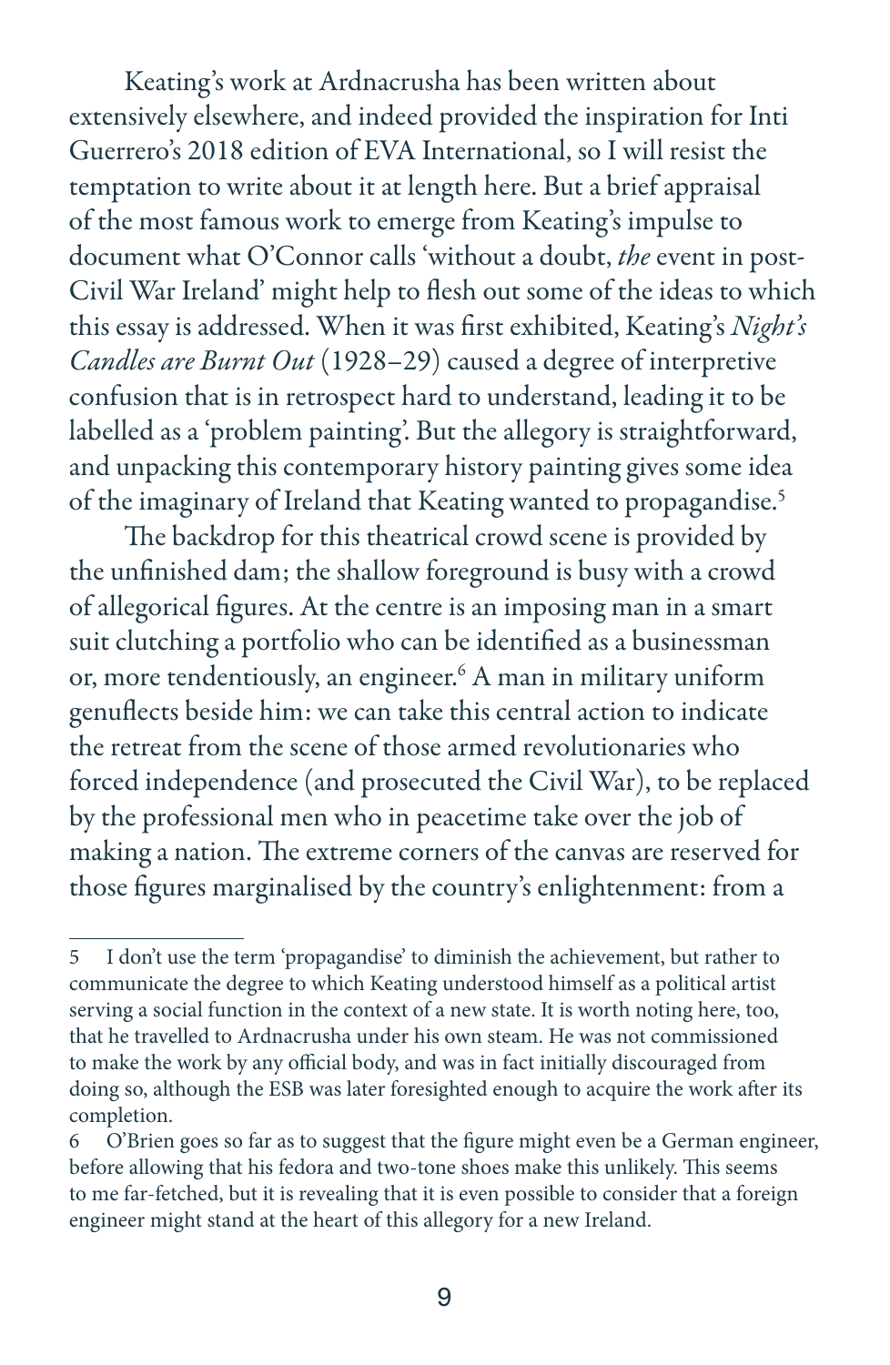Keating's work at Ardnacrusha has been written about extensively elsewhere, and indeed provided the inspiration for Inti Guerrero's 2018 edition of EVA International, so I will resist the temptation to write about it at length here. But a brief appraisal of the most famous work to emerge from Keating's impulse to document what O'Connor calls 'without a doubt, *the* event in post-Civil War Ireland' might help to flesh out some of the ideas to which this essay is addressed. When it was first exhibited, Keating's *Night's Candles are Burnt Out* (1928–29) caused a degree of interpretive confusion that is in retrospect hard to understand, leading it to be labelled as a 'problem painting'. But the allegory is straightforward, and unpacking this contemporary history painting gives some idea of the imaginary of Ireland that Keating wanted to propagandise.[5]

The backdrop for this theatrical crowd scene is provided by the unfinished dam; the shallow foreground is busy with a crowd of allegorical figures. At the centre is an imposing man in a smart suit clutching a portfolio who can be identified as a businessman or, more tendentiously, an engineer.[6] A man in military uniform genuflects beside him: we can take this central action to indicate the retreat from the scene of those armed revolutionaries who forced independence (and prosecuted the Civil War), to be replaced by the professional men who in peacetime take over the job of making a nation. The extreme corners of the canvas are reserved for those figures marginalised by the country's enlightenment: from a

---

5 I don't use the term 'propagandise' to diminish the achievement, but rather to communicate the degree to which Keating understood himself as a political artist serving a social function in the context of a new state. It is worth noting here, too, that he travelled to Ardnacrusha under his own steam. He was not commissioned to make the work by any official body, and was in fact initially discouraged from doing so, although the ESB was later foresighted enough to acquire the work after its completion.

6 O'Brien goes so far as to suggest that the figure might even be a German engineer, before allowing that his fedora and two-tone shoes make this unlikely. This seems to me far-fetched, but it is revealing that it is even possible to consider that a foreign engineer might stand at the heart of this allegory for a new Ireland.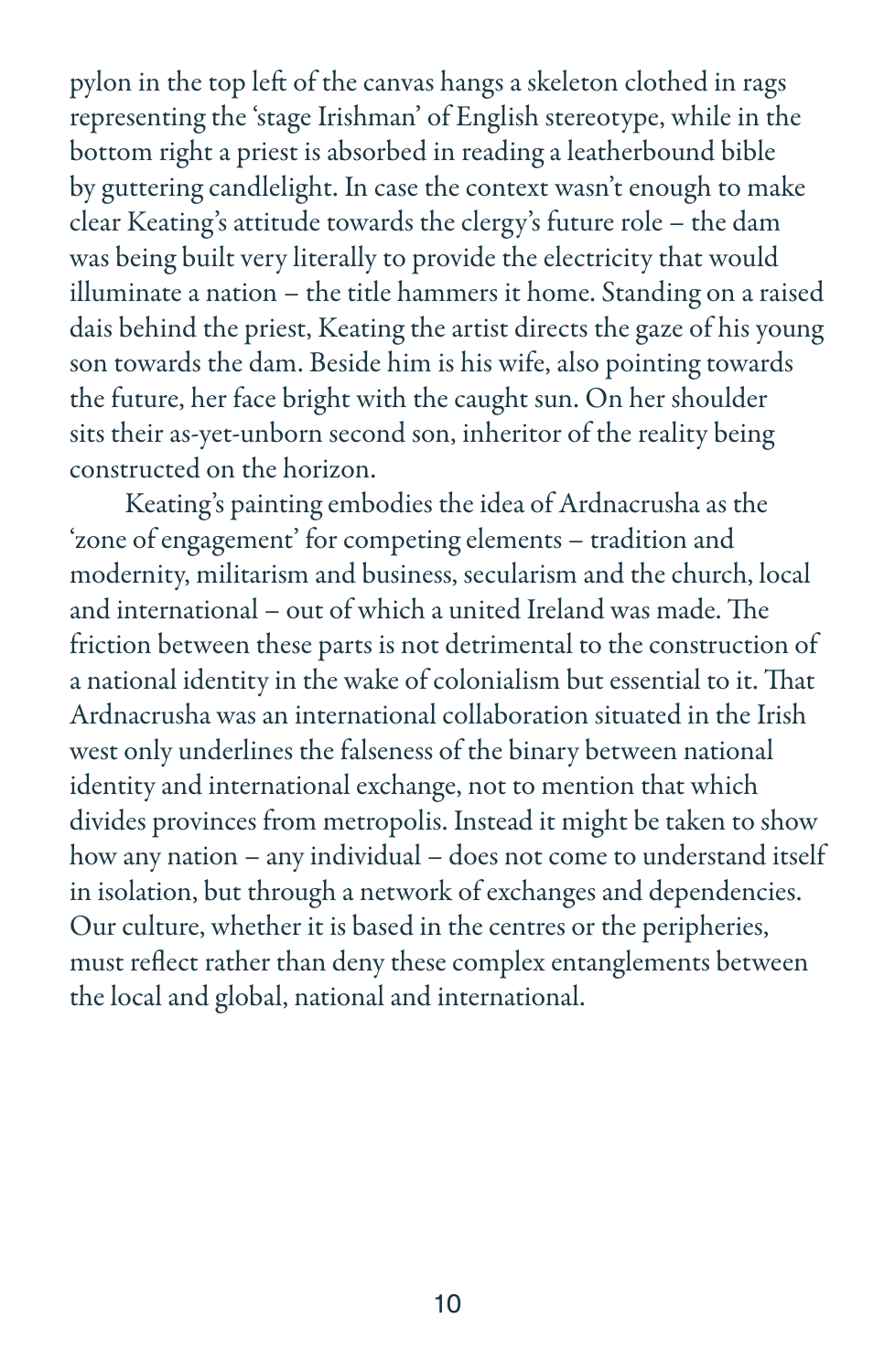pylon in the top left of the canvas hangs a skeleton clothed in rags representing the 'stage Irishman' of English stereotype, while in the bottom right a priest is absorbed in reading a leatherbound bible by guttering candlelight. In case the context wasn't enough to make clear Keating's attitude towards the clergy's future role – the dam was being built very literally to provide the electricity that would illuminate a nation – the title hammers it home. Standing on a raised dais behind the priest, Keating the artist directs the gaze of his young son towards the dam. Beside him is his wife, also pointing towards the future, her face bright with the caught sun. On her shoulder sits their as-yet-unborn second son, inheritor of the reality being constructed on the horizon.

Keating's painting embodies the idea of Ardnacrusha as the 'zone of engagement' for competing elements – tradition and modernity, militarism and business, secularism and the church, local and international – out of which a united Ireland was made. The friction between these parts is not detrimental to the construction of a national identity in the wake of colonialism but essential to it. That Ardnacrusha was an international collaboration situated in the Irish west only underlines the falseness of the binary between national identity and international exchange, not to mention that which divides provinces from metropolis. Instead it might be taken to show how any nation – any individual – does not come to understand itself in isolation, but through a network of exchanges and dependencies. Our culture, whether it is based in the centres or the peripheries, must reflect rather than deny these complex entanglements between the local and global, national and international.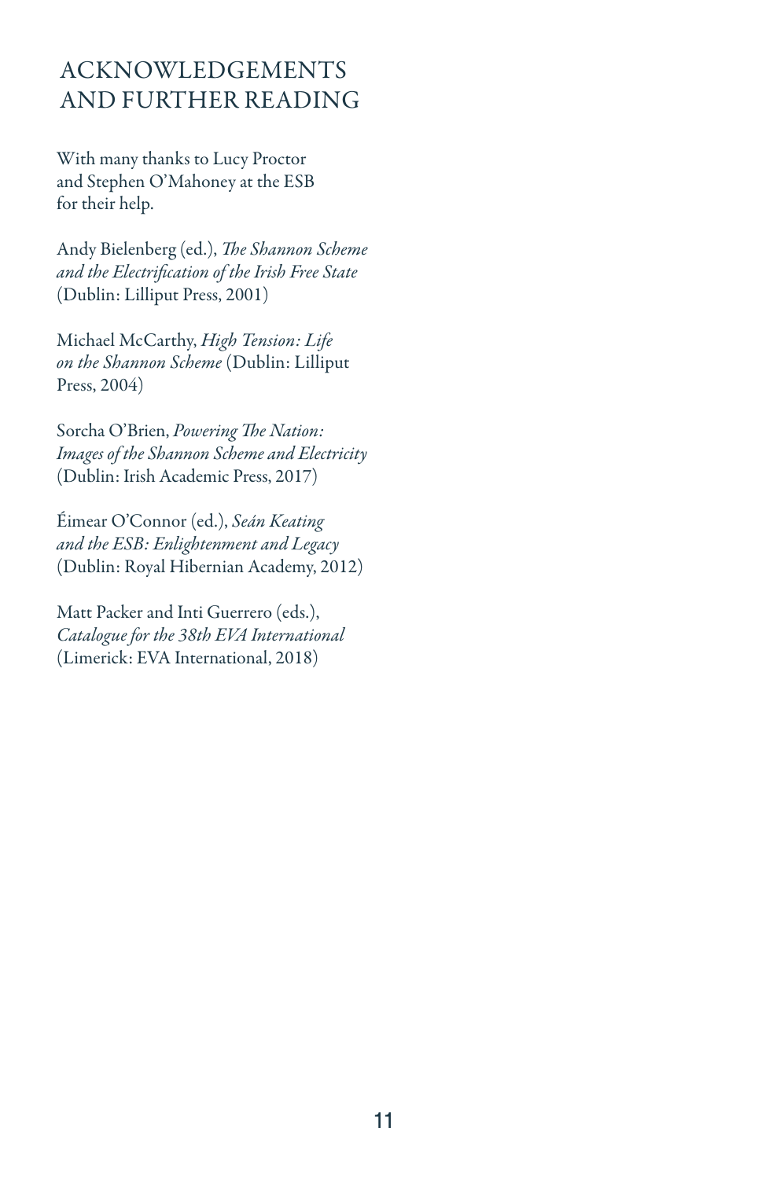# ACKNOWLEDGEMENTS AND FURTHER READING

With many thanks to Lucy Proctor and Stephen O'Mahoney at the ESB for their help.

Andy Bielenberg (ed.), *The Shannon Scheme and the Electrification of the Irish Free State* (Dublin: Lilliput Press, 2001)

Michael McCarthy, *High Tension: Life on the Shannon Scheme* (Dublin: Lilliput Press, 2004)

Sorcha O'Brien, *Powering The Nation: Images of the Shannon Scheme and Electricity* (Dublin: Irish Academic Press, 2017)

Éimear O'Connor (ed.), *Seán Keating and the ESB: Enlightenment and Legacy* (Dublin: Royal Hibernian Academy, 2012)

Matt Packer and Inti Guerrero (eds.), *Catalogue for the 38th EVA International* (Limerick: EVA International, 2018)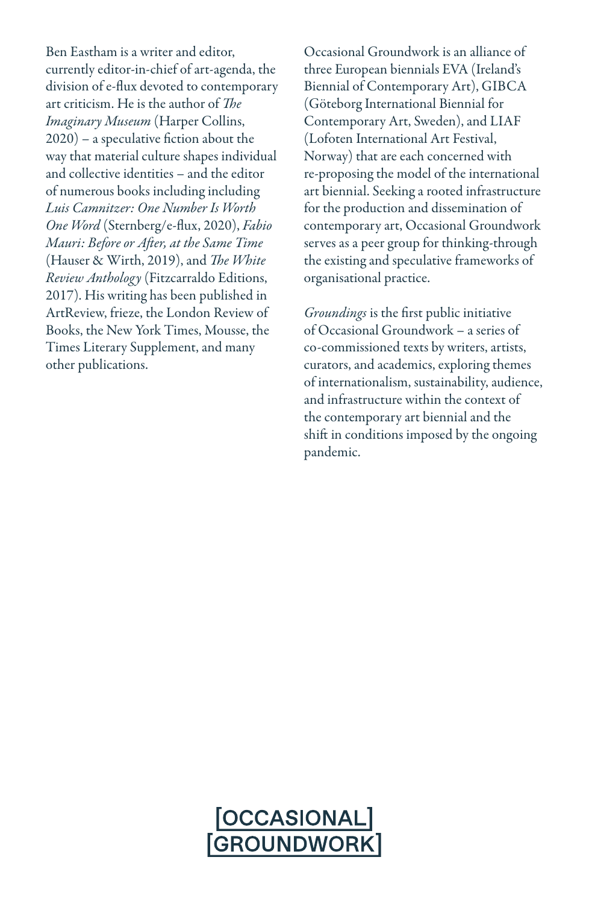Ben Eastham is a writer and editor, currently editor-in-chief of art-agenda, the division of e-flux devoted to contemporary art criticism. He is the author of *The Imaginary Museum* (Harper Collins, 2020) – a speculative fiction about the way that material culture shapes individual and collective identities – and the editor of numerous books including including *Luis Camnitzer: One Number Is Worth One Word* (Sternberg/e-flux, 2020), *Fabio Mauri: Before or After, at the Same Time* (Hauser & Wirth, 2019), and *The White Review Anthology* (Fitzcarraldo Editions, 2017). His writing has been published in ArtReview, frieze, the London Review of Books, the New York Times, Mousse, the Times Literary Supplement, and many other publications.

Occasional Groundwork is an alliance of three European biennials EVA (Ireland's Biennial of Contemporary Art), GIBCA (Göteborg International Biennial for Contemporary Art, Sweden), and LIAF (Lofoten International Art Festival, Norway) that are each concerned with re-proposing the model of the international art biennial. Seeking a rooted infrastructure for the production and dissemination of contemporary art, Occasional Groundwork serves as a peer group for thinking-through the existing and speculative frameworks of organisational practice.

*Groundings* is the first public initiative of Occasional Groundwork – a series of co-commissioned texts by writers, artists, curators, and academics, exploring themes of internationalism, sustainability, audience, and infrastructure within the context of the contemporary art biennial and the shift in conditions imposed by the ongoing pandemic.

[OCCASIONAL]
[GROUNDWORK]